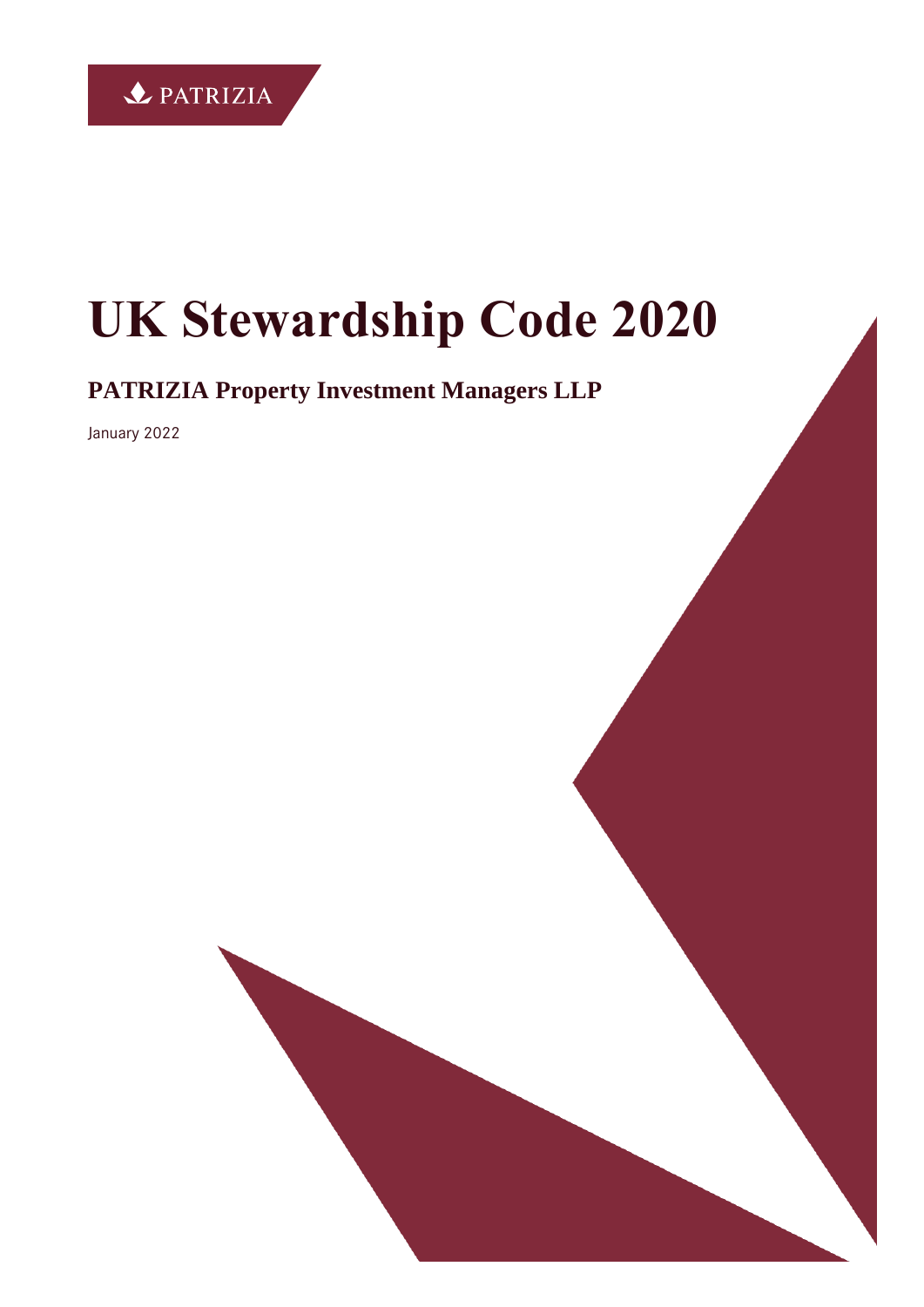PATRIZIA

# UK Stewardship Code 2020

## PATRIZIA Property Investment Managers LLP

January 2022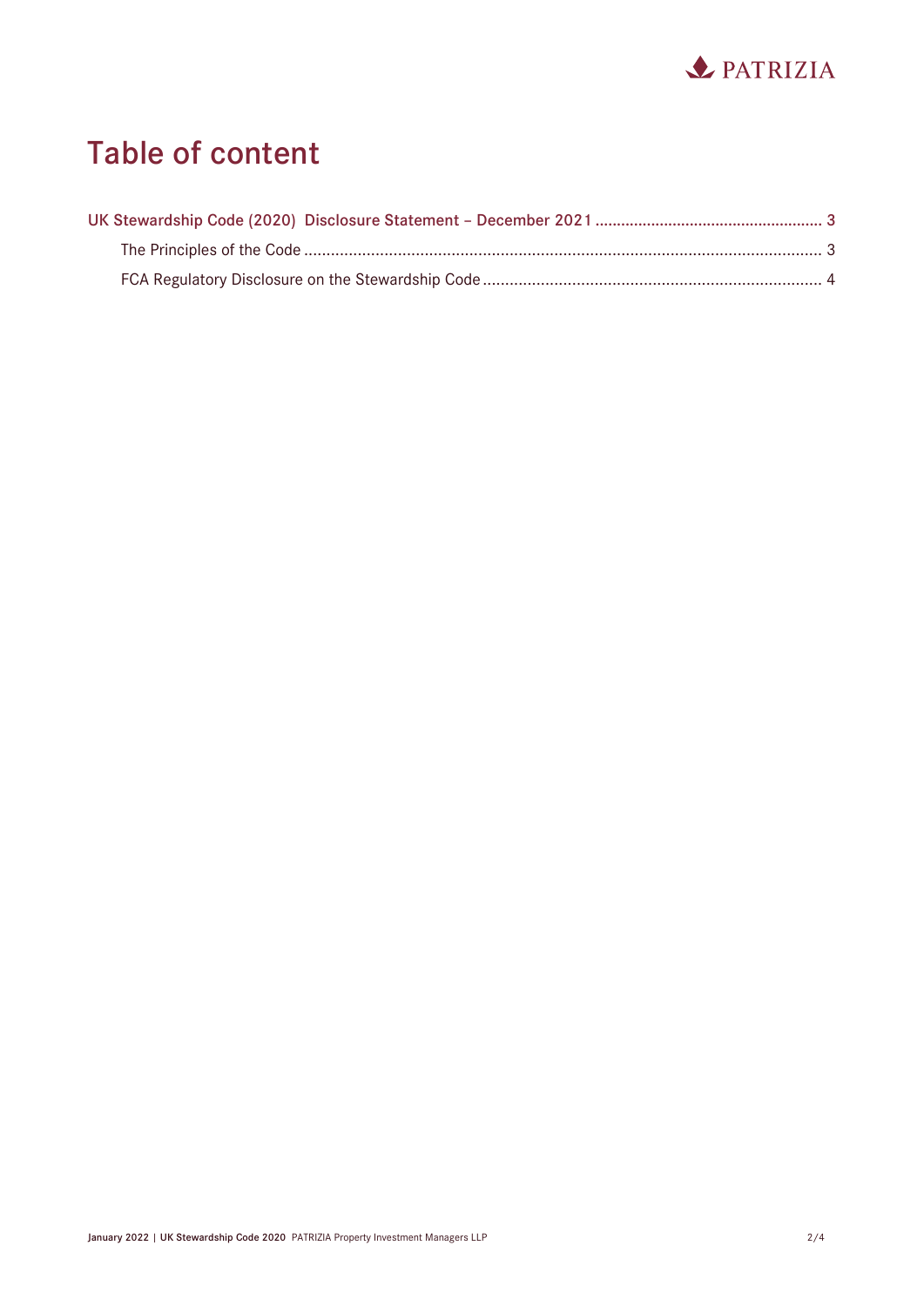# Table of content

UK Stewardship Code (2020) Disclosure Statement – December 2021 .................... 3

- The Principles of the Code .................... 3
- FCA Regulatory Disclosure on the Stewardship Code .................... 4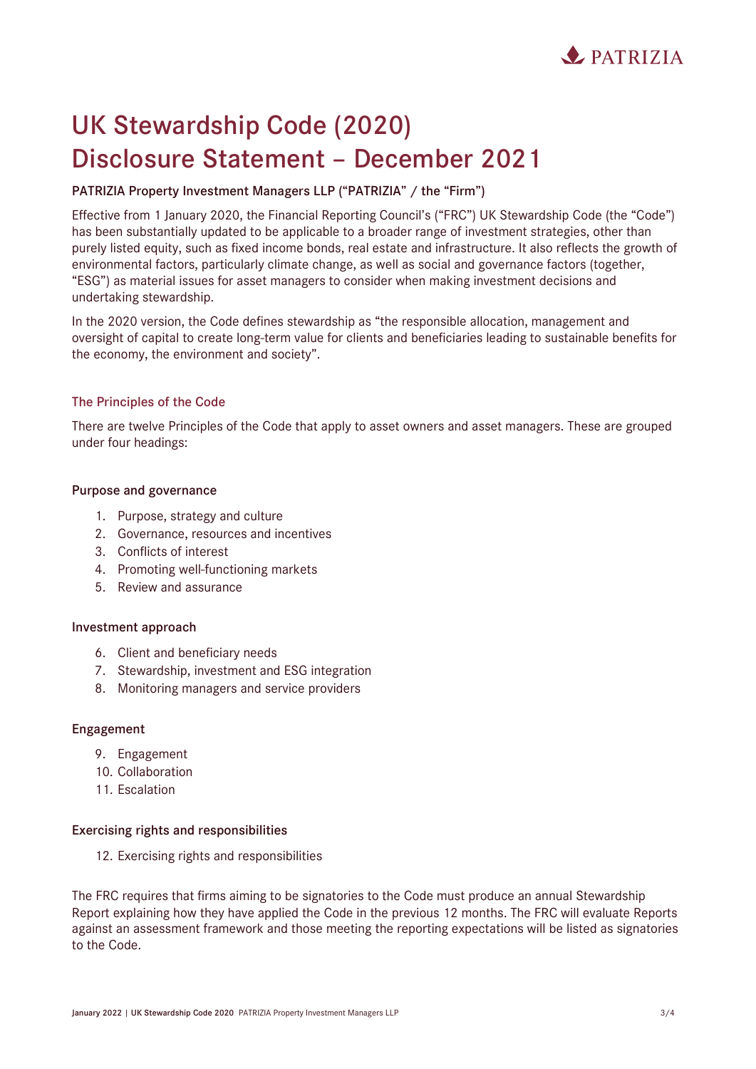# UK Stewardship Code (2020) Disclosure Statement – December 2021

**PATRIZIA Property Investment Managers LLP ("PATRIZIA" / the "Firm")**

Effective from 1 January 2020, the Financial Reporting Council's ("FRC") UK Stewardship Code (the "Code") has been substantially updated to be applicable to a broader range of investment strategies, other than purely listed equity, such as fixed income bonds, real estate and infrastructure. It also reflects the growth of environmental factors, particularly climate change, as well as social and governance factors (together, "ESG") as material issues for asset managers to consider when making investment decisions and undertaking stewardship.

In the 2020 version, the Code defines stewardship as "the responsible allocation, management and oversight of capital to create long-term value for clients and beneficiaries leading to sustainable benefits for the economy, the environment and society".

## The Principles of the Code

There are twelve Principles of the Code that apply to asset owners and asset managers. These are grouped under four headings:

### Purpose and governance

1. Purpose, strategy and culture
2. Governance, resources and incentives
3. Conflicts of interest
4. Promoting well-functioning markets
5. Review and assurance

### Investment approach

6. Client and beneficiary needs
7. Stewardship, investment and ESG integration
8. Monitoring managers and service providers

### Engagement

9. Engagement
10. Collaboration
11. Escalation

### Exercising rights and responsibilities

12. Exercising rights and responsibilities

The FRC requires that firms aiming to be signatories to the Code must produce an annual Stewardship Report explaining how they have applied the Code in the previous 12 months. The FRC will evaluate Reports against an assessment framework and those meeting the reporting expectations will be listed as signatories to the Code.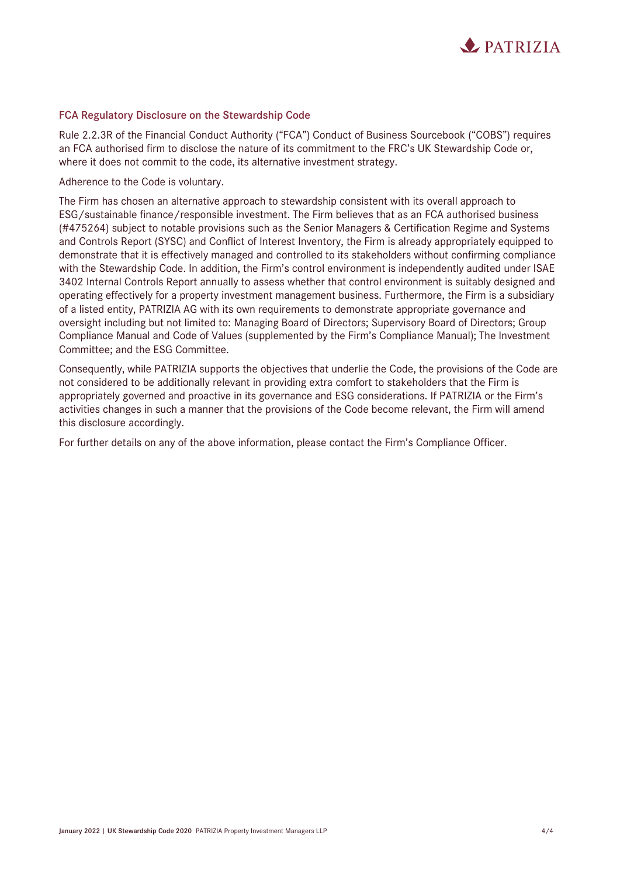## FCA Regulatory Disclosure on the Stewardship Code

Rule 2.2.3R of the Financial Conduct Authority ("FCA") Conduct of Business Sourcebook ("COBS") requires an FCA authorised firm to disclose the nature of its commitment to the FRC's UK Stewardship Code or, where it does not commit to the code, its alternative investment strategy.

Adherence to the Code is voluntary.

The Firm has chosen an alternative approach to stewardship consistent with its overall approach to ESG/sustainable finance/responsible investment. The Firm believes that as an FCA authorised business (#475264) subject to notable provisions such as the Senior Managers & Certification Regime and Systems and Controls Report (SYSC) and Conflict of Interest Inventory, the Firm is already appropriately equipped to demonstrate that it is effectively managed and controlled to its stakeholders without confirming compliance with the Stewardship Code. In addition, the Firm's control environment is independently audited under ISAE 3402 Internal Controls Report annually to assess whether that control environment is suitably designed and operating effectively for a property investment management business. Furthermore, the Firm is a subsidiary of a listed entity, PATRIZIA AG with its own requirements to demonstrate appropriate governance and oversight including but not limited to: Managing Board of Directors; Supervisory Board of Directors; Group Compliance Manual and Code of Values (supplemented by the Firm's Compliance Manual); The Investment Committee; and the ESG Committee.

Consequently, while PATRIZIA supports the objectives that underlie the Code, the provisions of the Code are not considered to be additionally relevant in providing extra comfort to stakeholders that the Firm is appropriately governed and proactive in its governance and ESG considerations. If PATRIZIA or the Firm's activities changes in such a manner that the provisions of the Code become relevant, the Firm will amend this disclosure accordingly.

For further details on any of the above information, please contact the Firm's Compliance Officer.